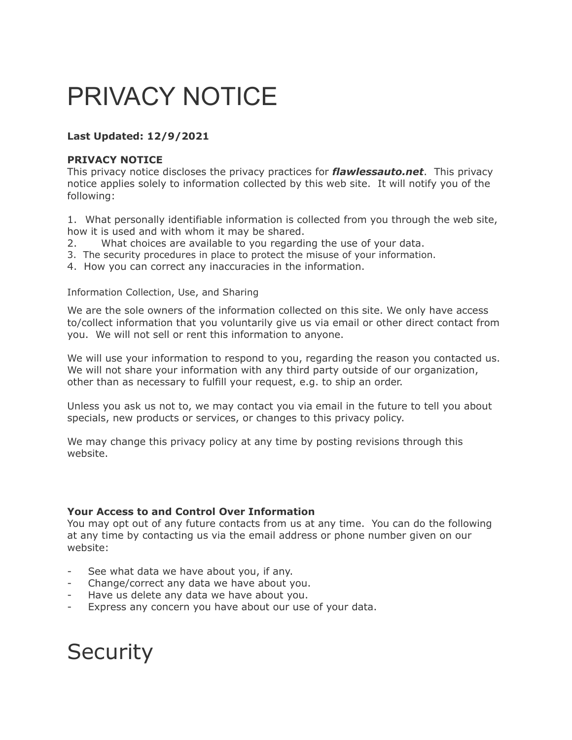# PRIVACY NOTICE

**Last Updated: 12/9/2021**

**PRIVACY NOTICE**
This privacy notice discloses the privacy practices for ***flawlessauto.net***. This privacy notice applies solely to information collected by this web site. It will notify you of the following:

1. What personally identifiable information is collected from you through the web site, how it is used and with whom it may be shared.
2. What choices are available to you regarding the use of your data.
3. The security procedures in place to protect the misuse of your information.
4. How you can correct any inaccuracies in the information.

Information Collection, Use, and Sharing

We are the sole owners of the information collected on this site. We only have access to/collect information that you voluntarily give us via email or other direct contact from you. We will not sell or rent this information to anyone.

We will use your information to respond to you, regarding the reason you contacted us. We will not share your information with any third party outside of our organization, other than as necessary to fulfill your request, e.g. to ship an order.

Unless you ask us not to, we may contact you via email in the future to tell you about specials, new products or services, or changes to this privacy policy.

We may change this privacy policy at any time by posting revisions through this website.

**Your Access to and Control Over Information**
You may opt out of any future contacts from us at any time. You can do the following at any time by contacting us via the email address or phone number given on our website:

- See what data we have about you, if any.
- Change/correct any data we have about you.
- Have us delete any data we have about you.
- Express any concern you have about our use of your data.

# Security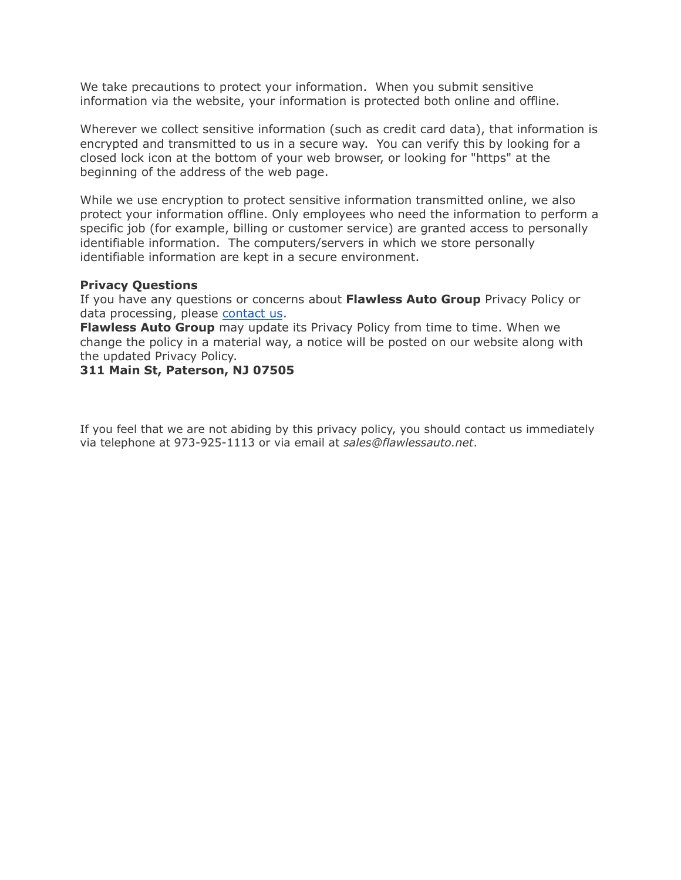We take precautions to protect your information. When you submit sensitive information via the website, your information is protected both online and offline.

Wherever we collect sensitive information (such as credit card data), that information is encrypted and transmitted to us in a secure way. You can verify this by looking for a closed lock icon at the bottom of your web browser, or looking for "https" at the beginning of the address of the web page.

While we use encryption to protect sensitive information transmitted online, we also protect your information offline. Only employees who need the information to perform a specific job (for example, billing or customer service) are granted access to personally identifiable information. The computers/servers in which we store personally identifiable information are kept in a secure environment.

**Privacy Questions**

If you have any questions or concerns about **Flawless Auto Group** Privacy Policy or data processing, please contact us.

**Flawless Auto Group** may update its Privacy Policy from time to time. When we change the policy in a material way, a notice will be posted on our website along with the updated Privacy Policy.

**311 Main St, Paterson, NJ 07505**

If you feel that we are not abiding by this privacy policy, you should contact us immediately via telephone at 973-925-1113 or via email at *sales@flawlessauto.net*.